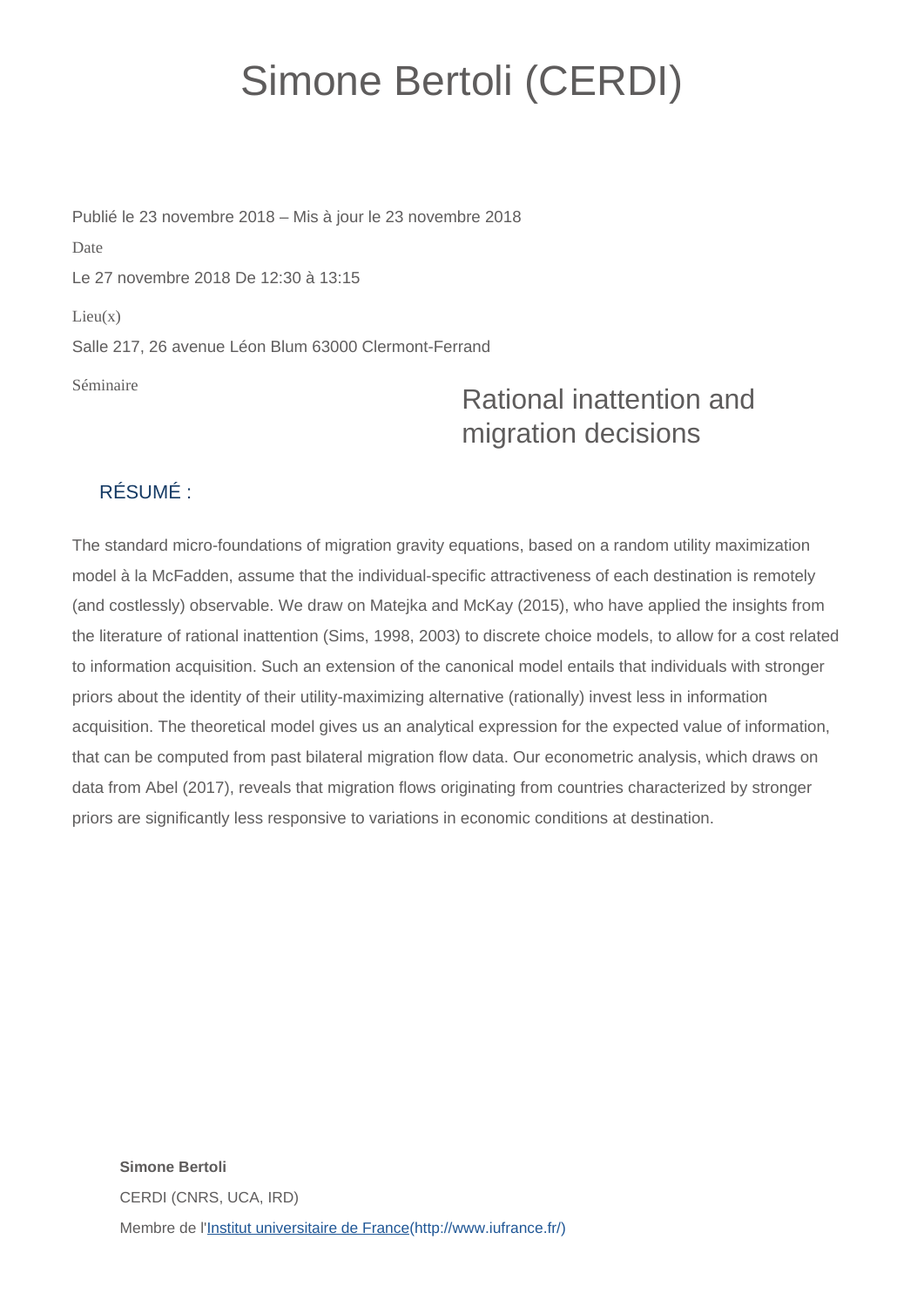# Simone Bertoli (CERDI)

Publié le 23 novembre 2018 – Mis à jour le 23 novembre 2018

Date

Le 27 novembre 2018 De 12:30 à 13:15

Lieu(x)

Salle 217, 26 avenue Léon Blum 63000 Clermont-Ferrand

Séminaire

## Rational inattention and migration decisions

### RÉSUMÉ :

The standard micro-foundations of migration gravity equations, based on a random utility maximization model à la McFadden, assume that the individual-specific attractiveness of each destination is remotely (and costlessly) observable. We draw on Matejka and McKay (2015), who have applied the insights from the literature of rational inattention (Sims, 1998, 2003) to discrete choice models, to allow for a cost related to information acquisition. Such an extension of the canonical model entails that individuals with stronger priors about the identity of their utility-maximizing alternative (rationally) invest less in information acquisition. The theoretical model gives us an analytical expression for the expected value of information, that can be computed from past bilateral migration flow data. Our econometric analysis, which draws on data from Abel (2017), reveals that migration flows originating from countries characterized by stronger priors are significantly less responsive to variations in economic conditions at destination.

**Simone Bertoli**

CERDI (CNRS, UCA, IRD)

Membre de l'[Institut universitaire de France](http://www.iufrance.fr/)(http://www.iufrance.fr/)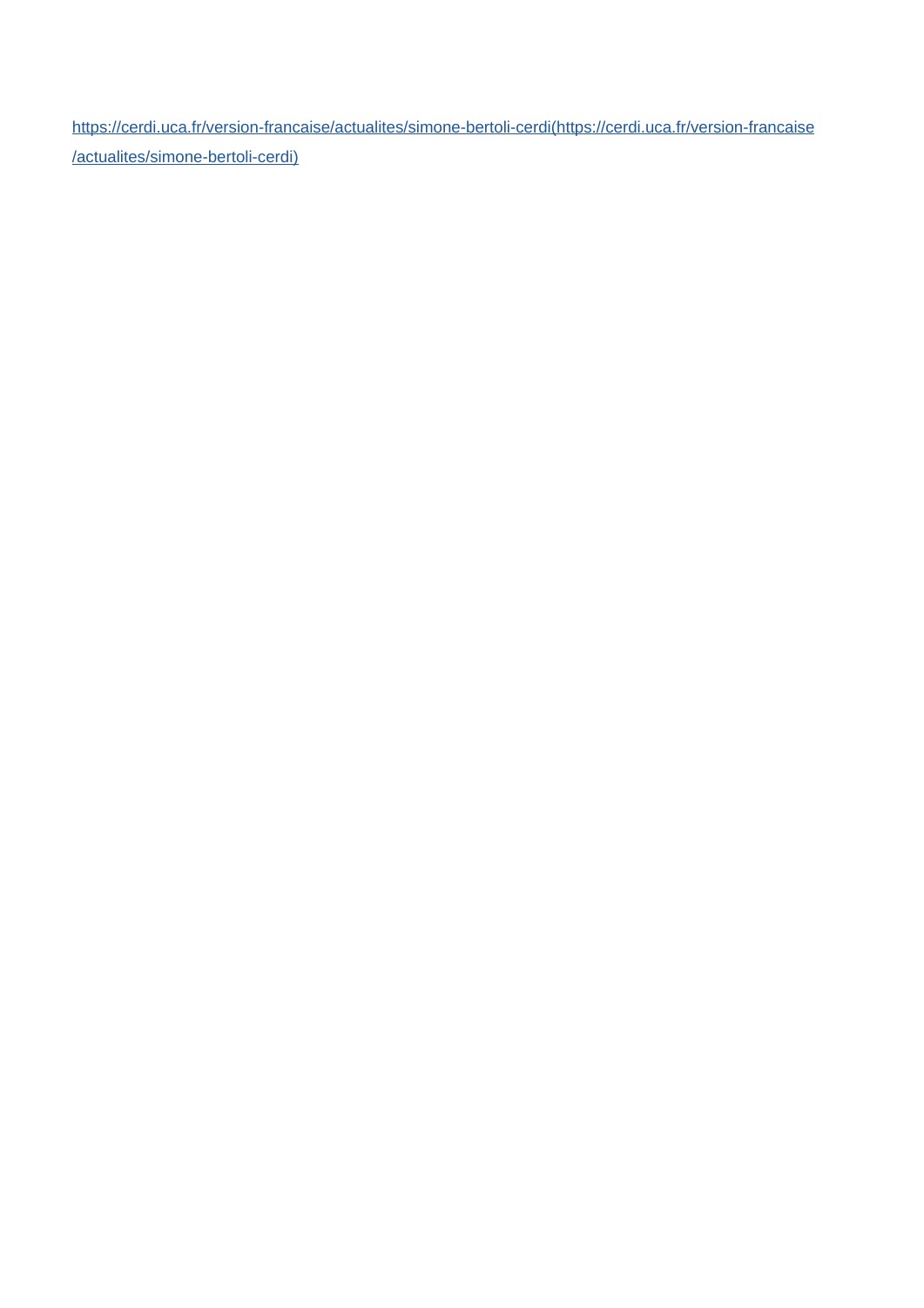https://cerdi.uca.fr/version-francaise/actualites/simone-bertoli-cerdi(https://cerdi.uca.fr/version-francaise/actualites/simone-bertoli-cerdi)